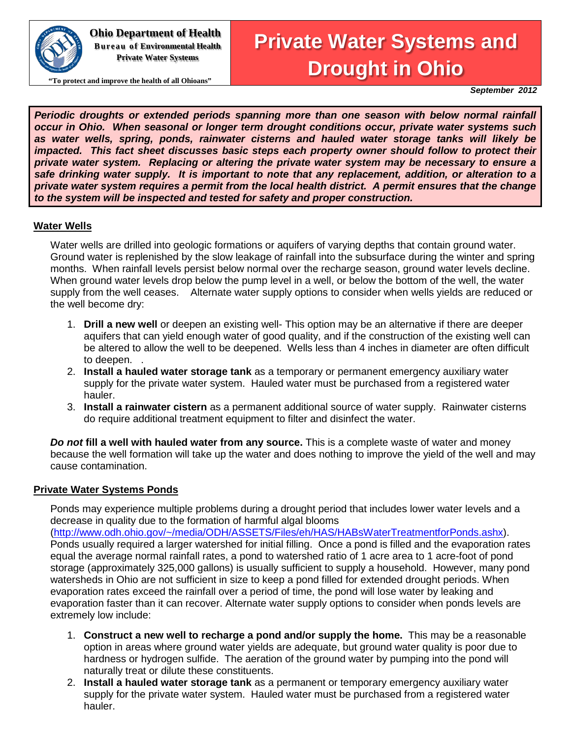**Ohio Department of Health**
**Bureau of Environmental Health**
**Private Water Systems**

"To protect and improve the health of all Ohioans"

# Private Water Systems and Drought in Ohio

*September 2012*

***Periodic droughts or extended periods spanning more than one season with below normal rainfall occur in Ohio. When seasonal or longer term drought conditions occur, private water systems such as water wells, spring, ponds, rainwater cisterns and hauled water storage tanks will likely be impacted. This fact sheet discusses basic steps each property owner should follow to protect their private water system. Replacing or altering the private water system may be necessary to ensure a safe drinking water supply. It is important to note that any replacement, addition, or alteration to a private water system requires a permit from the local health district. A permit ensures that the change to the system will be inspected and tested for safety and proper construction.***

## Water Wells

Water wells are drilled into geologic formations or aquifers of varying depths that contain ground water. Ground water is replenished by the slow leakage of rainfall into the subsurface during the winter and spring months. When rainfall levels persist below normal over the recharge season, ground water levels decline. When ground water levels drop below the pump level in a well, or below the bottom of the well, the water supply from the well ceases. Alternate water supply options to consider when wells yields are reduced or the well become dry:

1. **Drill a new well** or deepen an existing well- This option may be an alternative if there are deeper aquifers that can yield enough water of good quality, and if the construction of the existing well can be altered to allow the well to be deepened. Wells less than 4 inches in diameter are often difficult to deepen. .
2. **Install a hauled water storage tank** as a temporary or permanent emergency auxiliary water supply for the private water system. Hauled water must be purchased from a registered water hauler.
3. **Install a rainwater cistern** as a permanent additional source of water supply. Rainwater cisterns do require additional treatment equipment to filter and disinfect the water.

***Do not*** **fill a well with hauled water from any source.** This is a complete waste of water and money because the well formation will take up the water and does nothing to improve the yield of the well and may cause contamination.

## Private Water Systems Ponds

Ponds may experience multiple problems during a drought period that includes lower water levels and a decrease in quality due to the formation of harmful algal blooms (http://www.odh.ohio.gov/~/media/ODH/ASSETS/Files/eh/HAS/HABsWaterTreatmentforPonds.ashx). Ponds usually required a larger watershed for initial filling. Once a pond is filled and the evaporation rates equal the average normal rainfall rates, a pond to watershed ratio of 1 acre area to 1 acre-foot of pond storage (approximately 325,000 gallons) is usually sufficient to supply a household. However, many pond watersheds in Ohio are not sufficient in size to keep a pond filled for extended drought periods. When evaporation rates exceed the rainfall over a period of time, the pond will lose water by leaking and evaporation faster than it can recover. Alternate water supply options to consider when ponds levels are extremely low include:

1. **Construct a new well to recharge a pond and/or supply the home.** This may be a reasonable option in areas where ground water yields are adequate, but ground water quality is poor due to hardness or hydrogen sulfide. The aeration of the ground water by pumping into the pond will naturally treat or dilute these constituents.
2. **Install a hauled water storage tank** as a permanent or temporary emergency auxiliary water supply for the private water system. Hauled water must be purchased from a registered water hauler.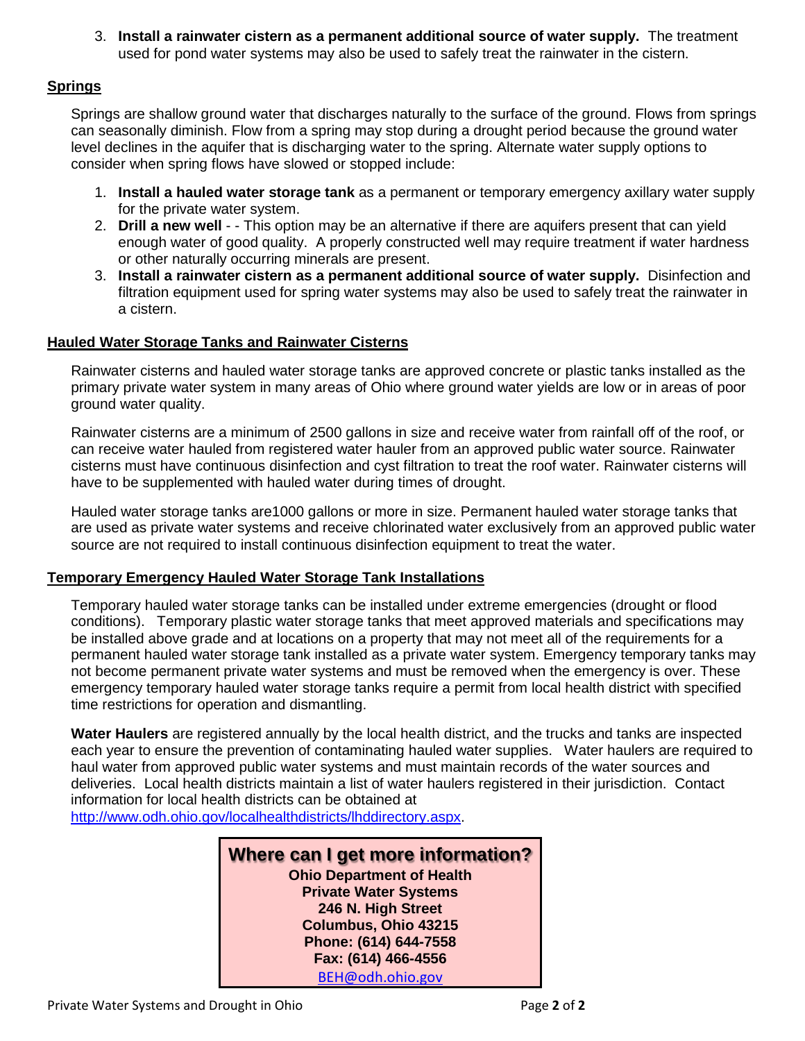3. **Install a rainwater cistern as a permanent additional source of water supply.** The treatment used for pond water systems may also be used to safely treat the rainwater in the cistern.

## Springs

Springs are shallow ground water that discharges naturally to the surface of the ground. Flows from springs can seasonally diminish. Flow from a spring may stop during a drought period because the ground water level declines in the aquifer that is discharging water to the spring. Alternate water supply options to consider when spring flows have slowed or stopped include:

1. **Install a hauled water storage tank** as a permanent or temporary emergency axillary water supply for the private water system.
2. **Drill a new well** - - This option may be an alternative if there are aquifers present that can yield enough water of good quality. A properly constructed well may require treatment if water hardness or other naturally occurring minerals are present.
3. **Install a rainwater cistern as a permanent additional source of water supply.** Disinfection and filtration equipment used for spring water systems may also be used to safely treat the rainwater in a cistern.

## Hauled Water Storage Tanks and Rainwater Cisterns

Rainwater cisterns and hauled water storage tanks are approved concrete or plastic tanks installed as the primary private water system in many areas of Ohio where ground water yields are low or in areas of poor ground water quality.

Rainwater cisterns are a minimum of 2500 gallons in size and receive water from rainfall off of the roof, or can receive water hauled from registered water hauler from an approved public water source. Rainwater cisterns must have continuous disinfection and cyst filtration to treat the roof water. Rainwater cisterns will have to be supplemented with hauled water during times of drought.

Hauled water storage tanks are1000 gallons or more in size. Permanent hauled water storage tanks that are used as private water systems and receive chlorinated water exclusively from an approved public water source are not required to install continuous disinfection equipment to treat the water.

## Temporary Emergency Hauled Water Storage Tank Installations

Temporary hauled water storage tanks can be installed under extreme emergencies (drought or flood conditions). Temporary plastic water storage tanks that meet approved materials and specifications may be installed above grade and at locations on a property that may not meet all of the requirements for a permanent hauled water storage tank installed as a private water system. Emergency temporary tanks may not become permanent private water systems and must be removed when the emergency is over. These emergency temporary hauled water storage tanks require a permit from local health district with specified time restrictions for operation and dismantling.

**Water Haulers** are registered annually by the local health district, and the trucks and tanks are inspected each year to ensure the prevention of contaminating hauled water supplies. Water haulers are required to haul water from approved public water systems and must maintain records of the water sources and deliveries. Local health districts maintain a list of water haulers registered in their jurisdiction. Contact information for local health districts can be obtained at http://www.odh.ohio.gov/localhealthdistricts/lhddirectory.aspx.

### Where can I get more information?

**Ohio Department of Health**
**Private Water Systems**
**246 N. High Street**
**Columbus, Ohio 43215**
**Phone: (614) 644-7558**
**Fax: (614) 466-4556**
BEH@odh.ohio.gov